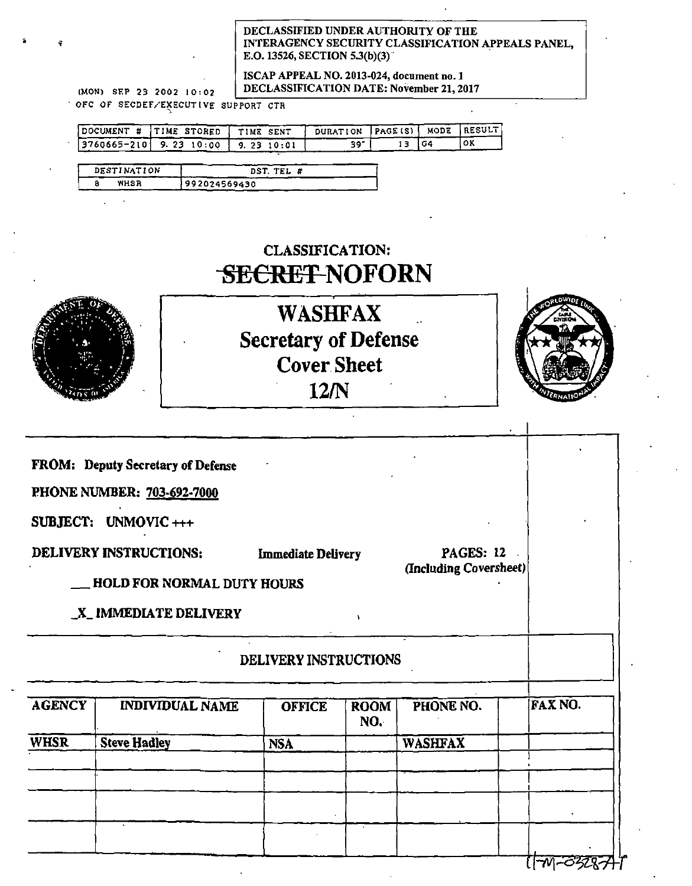DECLASSIFIED UNDER AUTHORITY OF THE INTERAGENCY SECURITY CLASSIFICATION APPEALS PANEL, E.O. 13526, SECTION 5.3(b)(3)

ISCAP APPEAL NO. 2013-024, document no. 1
DECLASSIFICATION DATE: November 21, 2017

(MON) SEP 23 2002 10:02
OFC OF SECDEF/EXECUTIVE SUPPORT CTR

| DOCUMENT # | TIME STORED | TIME SENT | DURATION | PAGE(S) | MODE | RESULT |
|---|---|---|---|---|---|---|
| 3760665-210 | 9.23 10:00 | 9.23 10:01 | 39" | 13 | G4 | OK |

| DESTINATION | DST. TEL # |
|---|---|
| 8 WHSR | 992024569430 |

CLASSIFICATION:
~~SECRET~~ NOFORN

# WASHFAX
## Secretary of Defense Cover Sheet
## 12/N

**FROM:** Deputy Secretary of Defense

**PHONE NUMBER:** 703-692-7000

**SUBJECT:** UNMOVIC +++

**DELIVERY INSTRUCTIONS:** Immediate Delivery

**PAGES: 12** (Including Coversheet)

\_\_\_ HOLD FOR NORMAL DUTY HOURS

\_X\_ IMMEDIATE DELIVERY

DELIVERY INSTRUCTIONS

| AGENCY | INDIVIDUAL NAME | OFFICE | ROOM NO. | PHONE NO. | | FAX NO. |
|---|---|---|---|---|---|---|
| WHSR | Steve Hadley | NSA | | WASHFAX | | |
| | | | | | | |
| | | | | | | |
| | | | | | | |
| | | | | | | |

11-M-3287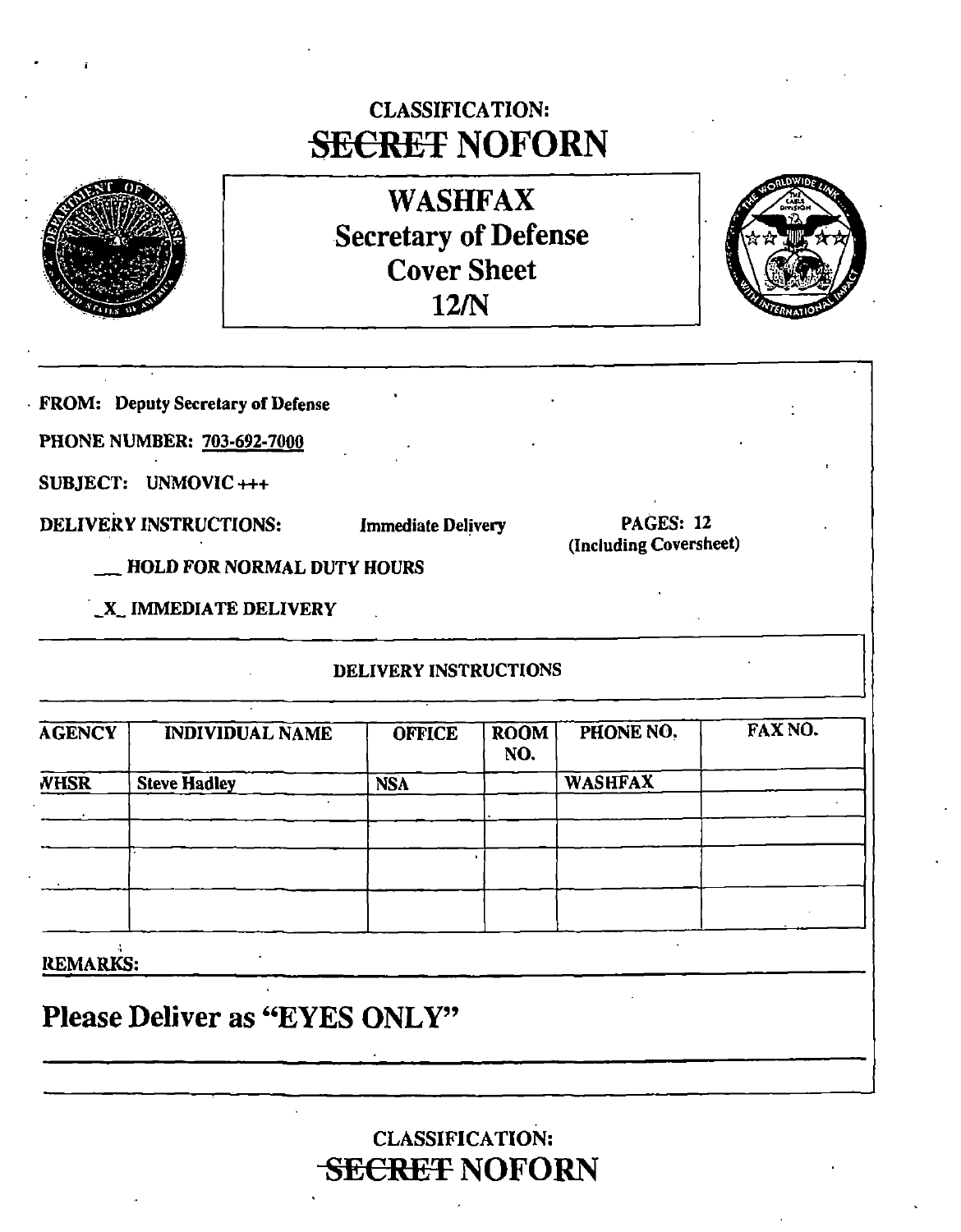CLASSIFICATION:
~~SECRET~~ NOFORN

# WASHFAX
## Secretary of Defense
## Cover Sheet
## 12/N

**FROM:** Deputy Secretary of Defense

**PHONE NUMBER:** 703-692-7000

**SUBJECT:** UNMOVIC +++

**DELIVERY INSTRUCTIONS:** Immediate Delivery

**PAGES:** 12 (Including Coversheet)

\_\_\_ HOLD FOR NORMAL DUTY HOURS

\_X\_ IMMEDIATE DELIVERY

**DELIVERY INSTRUCTIONS**

| AGENCY | INDIVIDUAL NAME | OFFICE | ROOM NO. | PHONE NO. | FAX NO. |
|---|---|---|---|---|---|
| WHSR | Steve Hadley | NSA | | WASHFAX | |
| | | | | | |
| | | | | | |
| | | | | | |
| | | | | | |

**REMARKS:**

## Please Deliver as "EYES ONLY"

CLASSIFICATION:
~~SECRET~~ NOFORN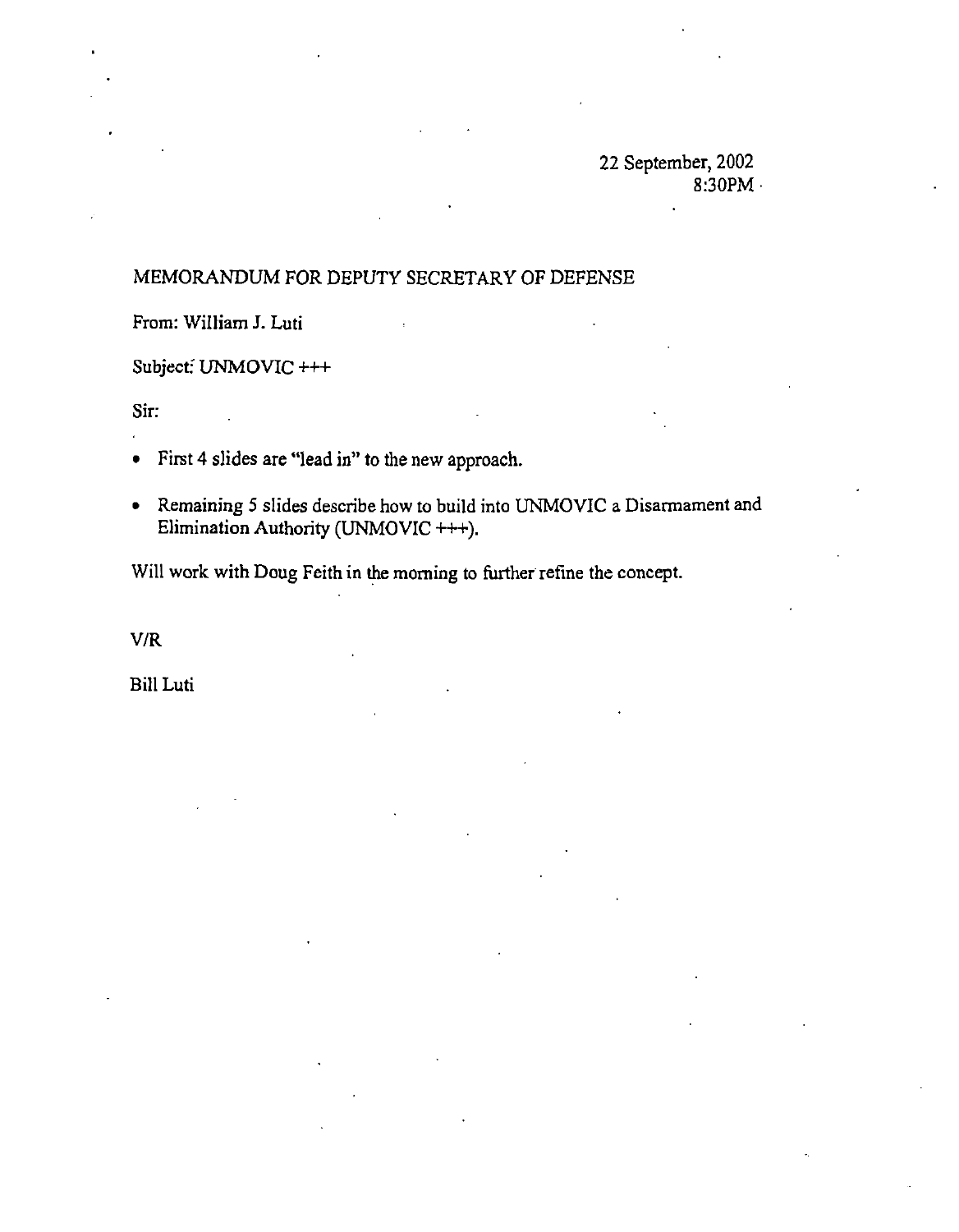22 September, 2002
8:30PM

MEMORANDUM FOR DEPUTY SECRETARY OF DEFENSE

From: William J. Luti

Subject: UNMOVIC +++

Sir:

- First 4 slides are "lead in" to the new approach.
- Remaining 5 slides describe how to build into UNMOVIC a Disarmament and Elimination Authority (UNMOVIC +++).

Will work with Doug Feith in the morning to further refine the concept.

V/R

Bill Luti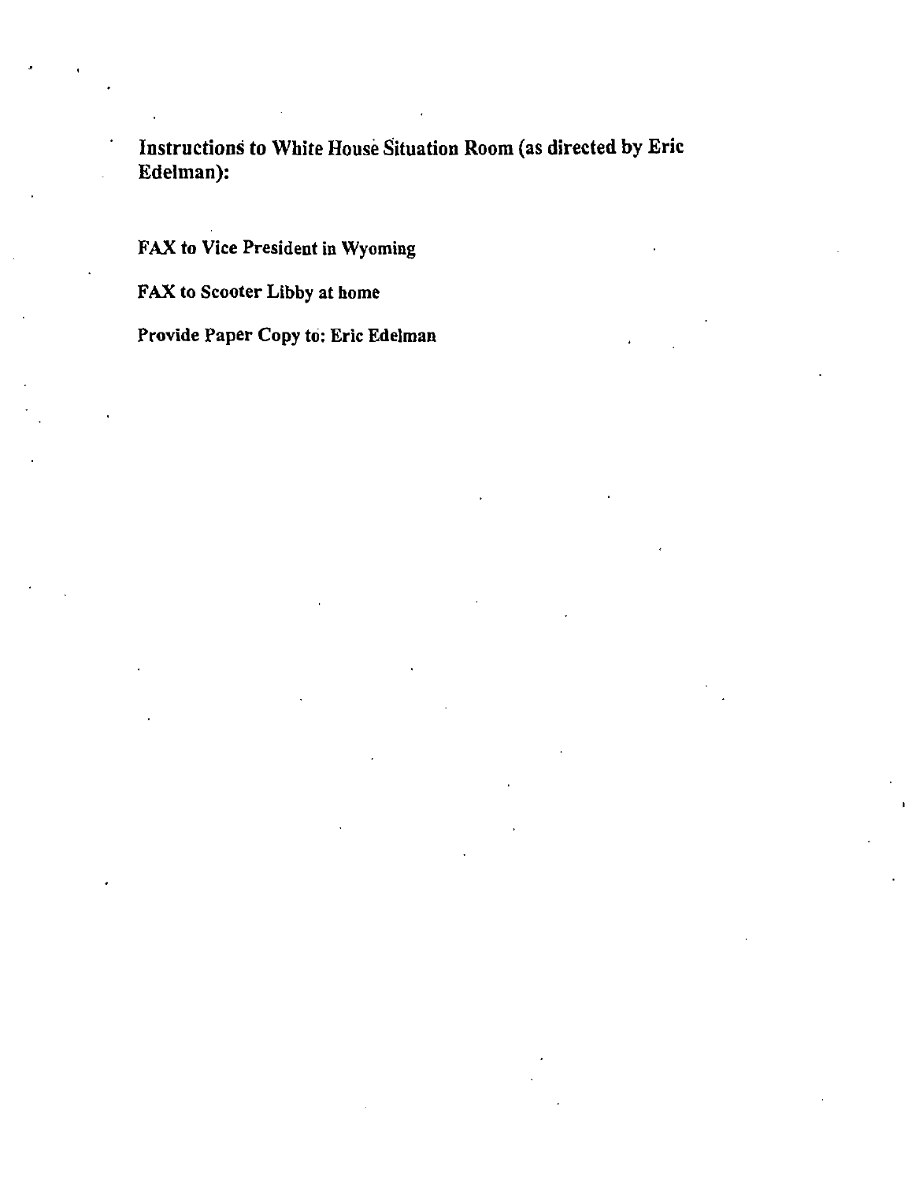**Instructions to White House Situation Room (as directed by Eric Edelman):**

**FAX to Vice President in Wyoming**

**FAX to Scooter Libby at home**

**Provide Paper Copy to: Eric Edelman**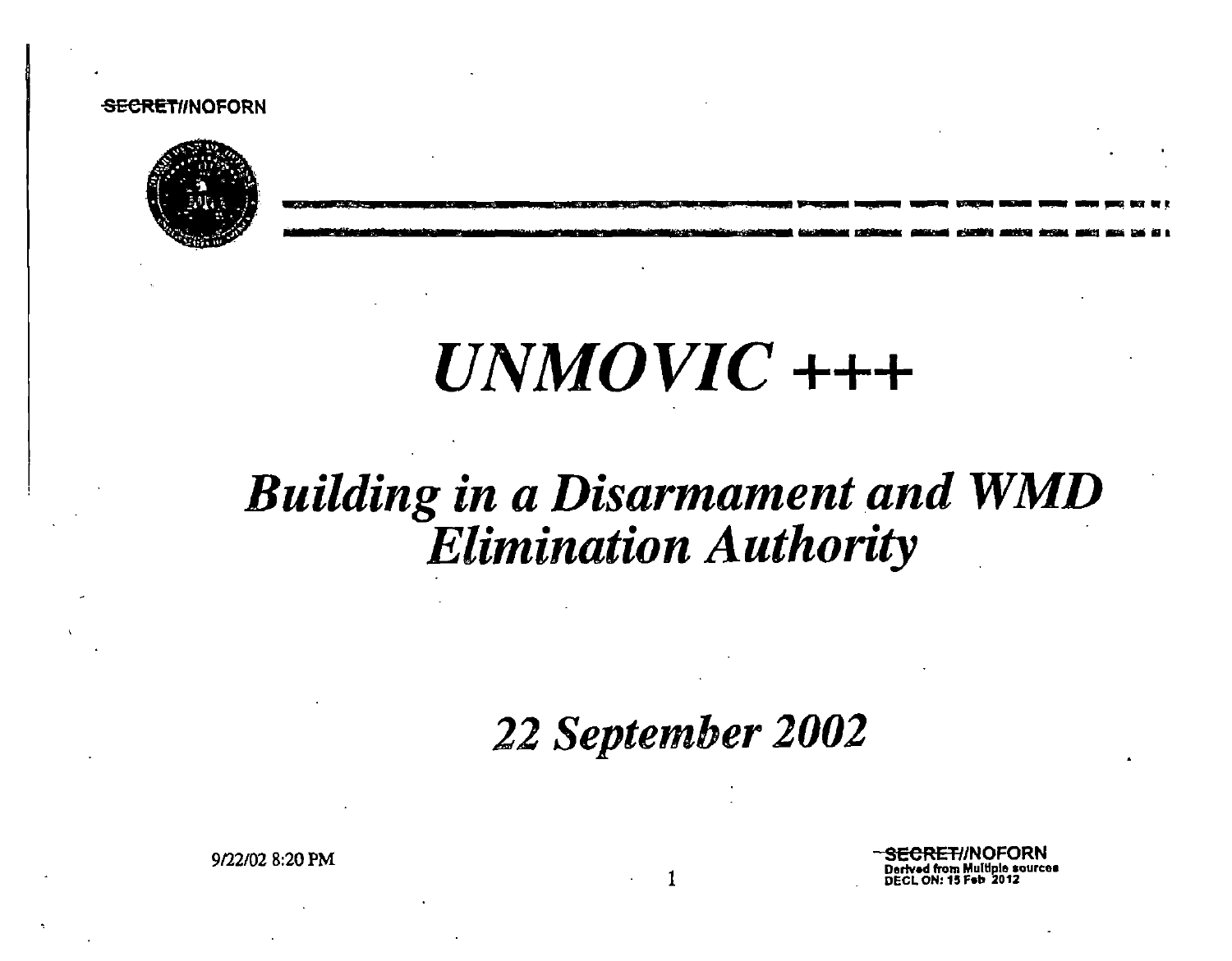SECRET//NOFORN

# *UNMOVIC +++*

## *Building in a Disarmament and WMD Elimination Authority*

### *22 September 2002*

9/22/02 8:20 PM

SECRET//NOFORN
Derived from Multiple sources
DECL ON: 15 Feb 2012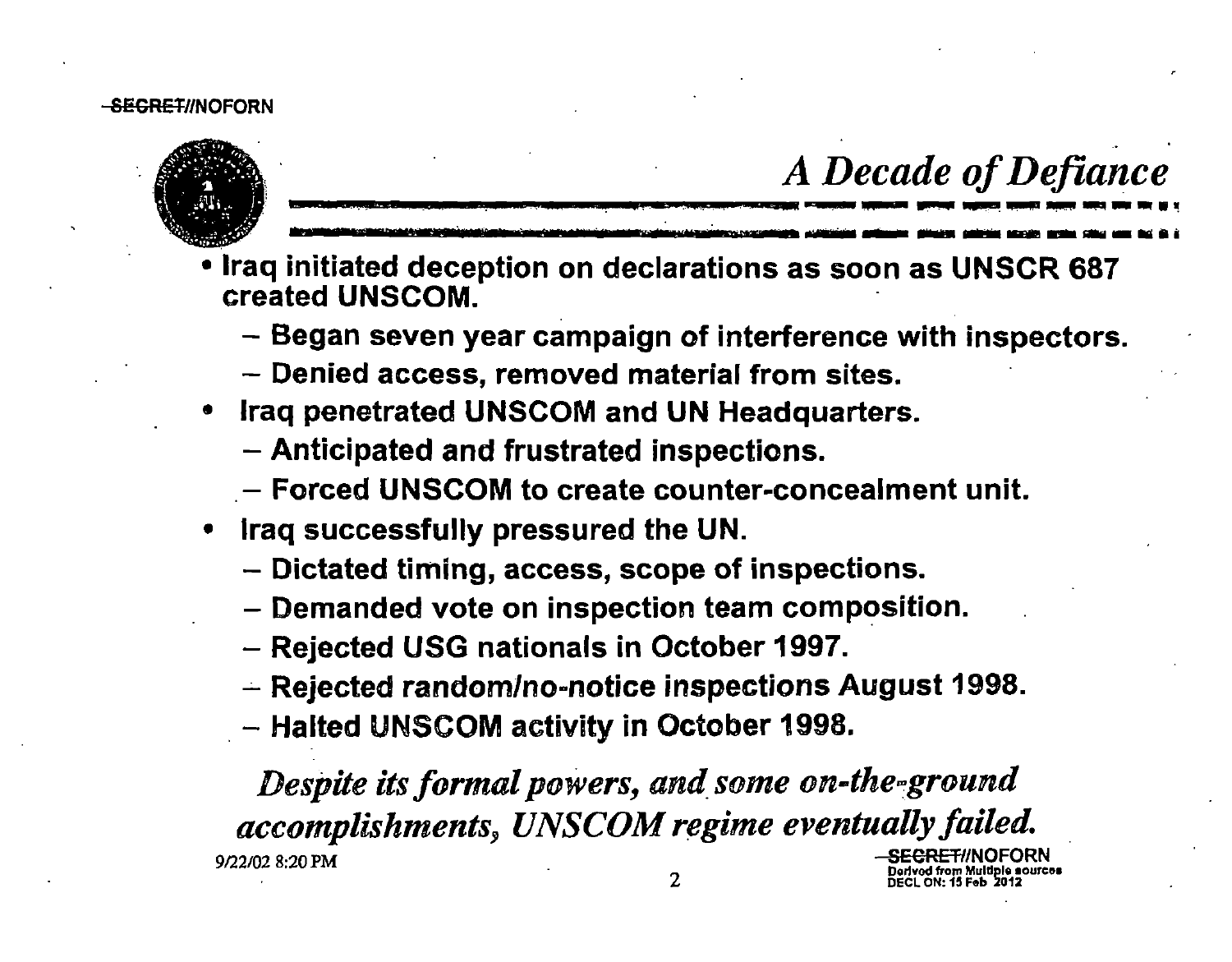SECRET//NOFORN

# A Decade of Defiance

- Iraq initiated deception on declarations as soon as UNSCR 687 created UNSCOM.
  - Began seven year campaign of interference with inspectors.
  - Denied access, removed material from sites.
- Iraq penetrated UNSCOM and UN Headquarters.
  - Anticipated and frustrated inspections.
  - Forced UNSCOM to create counter-concealment unit.
- Iraq successfully pressured the UN.
  - Dictated timing, access, scope of inspections.
  - Demanded vote on inspection team composition.
  - Rejected USG nationals in October 1997.
  - Rejected random/no-notice inspections August 1998.
  - Halted UNSCOM activity in October 1998.

*Despite its formal powers, and some on-the-ground accomplishments, UNSCOM regime eventually failed.*

9/22/02 8:20 PM

SECRET//NOFORN
Derived from Multiple sources
DECL ON: 15 Feb 2012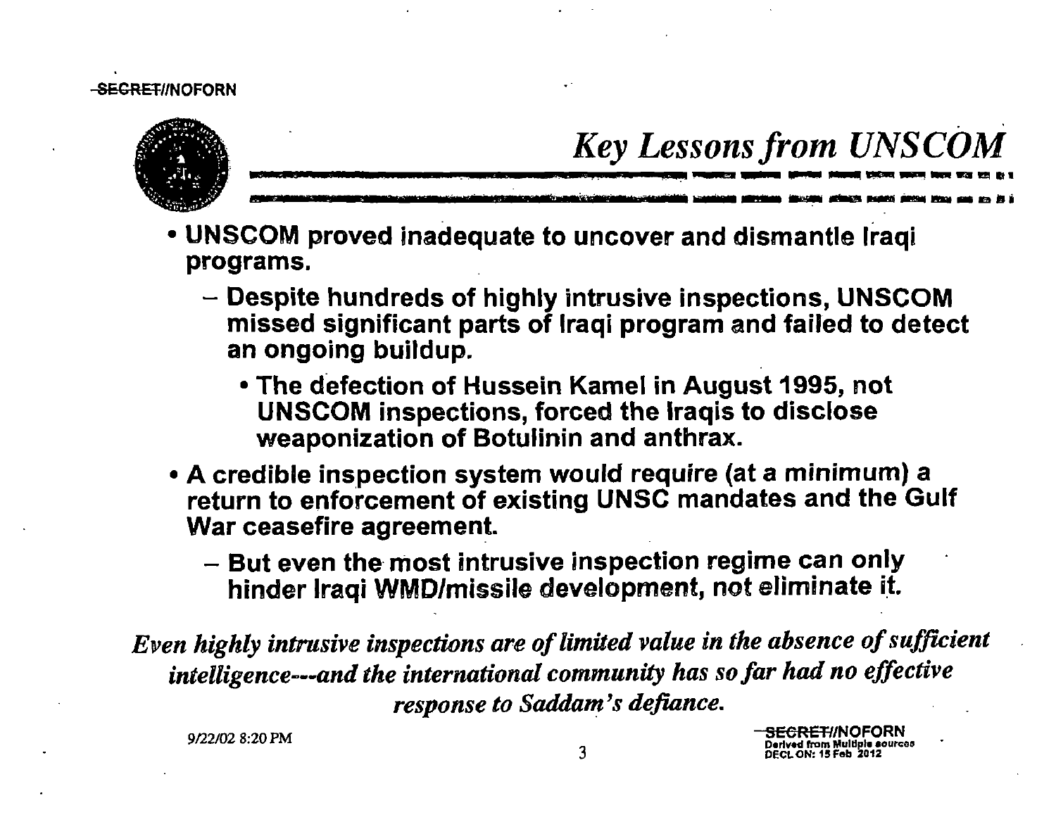SECRET//NOFORN

# *Key Lessons from UNSCOM*

- UNSCOM proved inadequate to uncover and dismantle Iraqi programs.
  - Despite hundreds of highly intrusive inspections, UNSCOM missed significant parts of Iraqi program and failed to detect an ongoing buildup.
    - The defection of Hussein Kamel in August 1995, not UNSCOM inspections, forced the Iraqis to disclose weaponization of Botulinin and anthrax.
- A credible inspection system would require (at a minimum) a return to enforcement of existing UNSC mandates and the Gulf War ceasefire agreement.
  - But even the most intrusive inspection regime can only hinder Iraqi WMD/missile development, not eliminate it.

*Even highly intrusive inspections are of limited value in the absence of sufficient intelligence---and the international community has so far had no effective response to Saddam's defiance.*

9/22/02 8:20 PM

SECRET//NOFORN
Derived from Multiple sources
DECL ON: 15 Feb 2012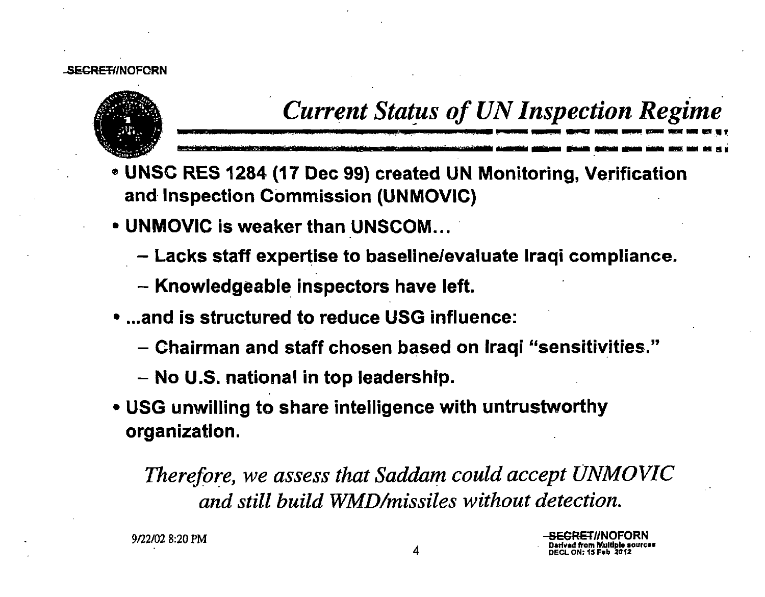SECRET//NOFORN

# *Current Status of UN Inspection Regime*

- **UNSC RES 1284 (17 Dec 99) created UN Monitoring, Verification and Inspection Commission (UNMOVIC)**
- **UNMOVIC is weaker than UNSCOM…**
  - **Lacks staff expertise to baseline/evaluate Iraqi compliance.**
  - **Knowledgeable inspectors have left.**
- **…and is structured to reduce USG influence:**
  - **Chairman and staff chosen based on Iraqi "sensitivities."**
  - **No U.S. national in top leadership.**
- **USG unwilling to share intelligence with untrustworthy organization.**

*Therefore, we assess that Saddam could accept UNMOVIC and still build WMD/missiles without detection.*

9/22/02 8:20 PM

SECRET//NOFORN
Derived from Multiple sources
DECL ON: 15 Feb 2012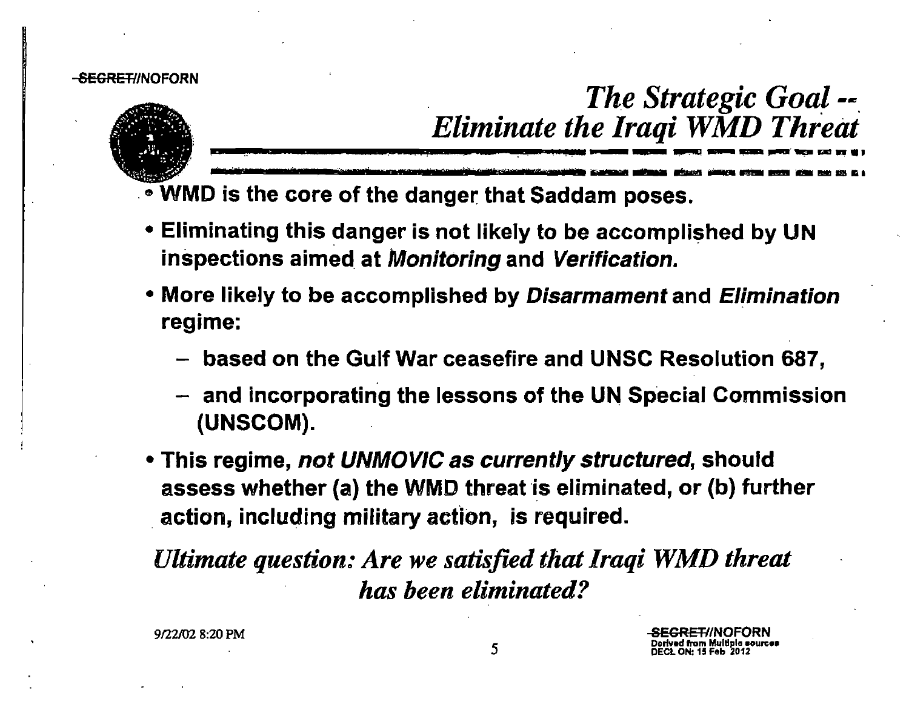# *The Strategic Goal -- Eliminate the Iraqi WMD Threat*

- **WMD is the core of the danger that Saddam poses.**
- **Eliminating this danger is not likely to be accomplished by UN inspections aimed at *Monitoring* and *Verification*.**
- **More likely to be accomplished by *Disarmament* and *Elimination* regime:**
  - **based on the Gulf War ceasefire and UNSC Resolution 687,**
  - **and incorporating the lessons of the UN Special Commission (UNSCOM).**
- **This regime, *not UNMOVIC as currently structured*, should assess whether (a) the WMD threat is eliminated, or (b) further action, including military action, is required.**

***Ultimate question: Are we satisfied that Iraqi WMD threat has been eliminated?***

9/22/02 8:20 PM

~~SECRET~~//NOFORN
Derived from Multiple sources
DECL ON: 15 Feb 2012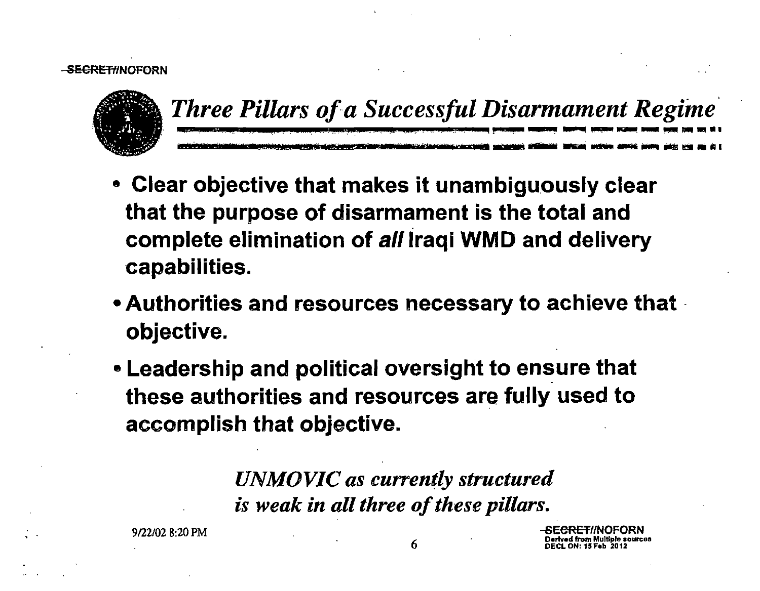SECRET//NOFORN

# *Three Pillars of a Successful Disarmament Regime*

- Clear objective that makes it unambiguously clear that the purpose of disarmament is the total and complete elimination of *all* Iraqi WMD and delivery capabilities.
- Authorities and resources necessary to achieve that objective.
- Leadership and political oversight to ensure that these authorities and resources are fully used to accomplish that objective.

*UNMOVIC as currently structured is weak in all three of these pillars.*

9/22/02 8:20 PM

SECRET//NOFORN
Derived from Multiple sources
DECL ON: 15 Feb 2012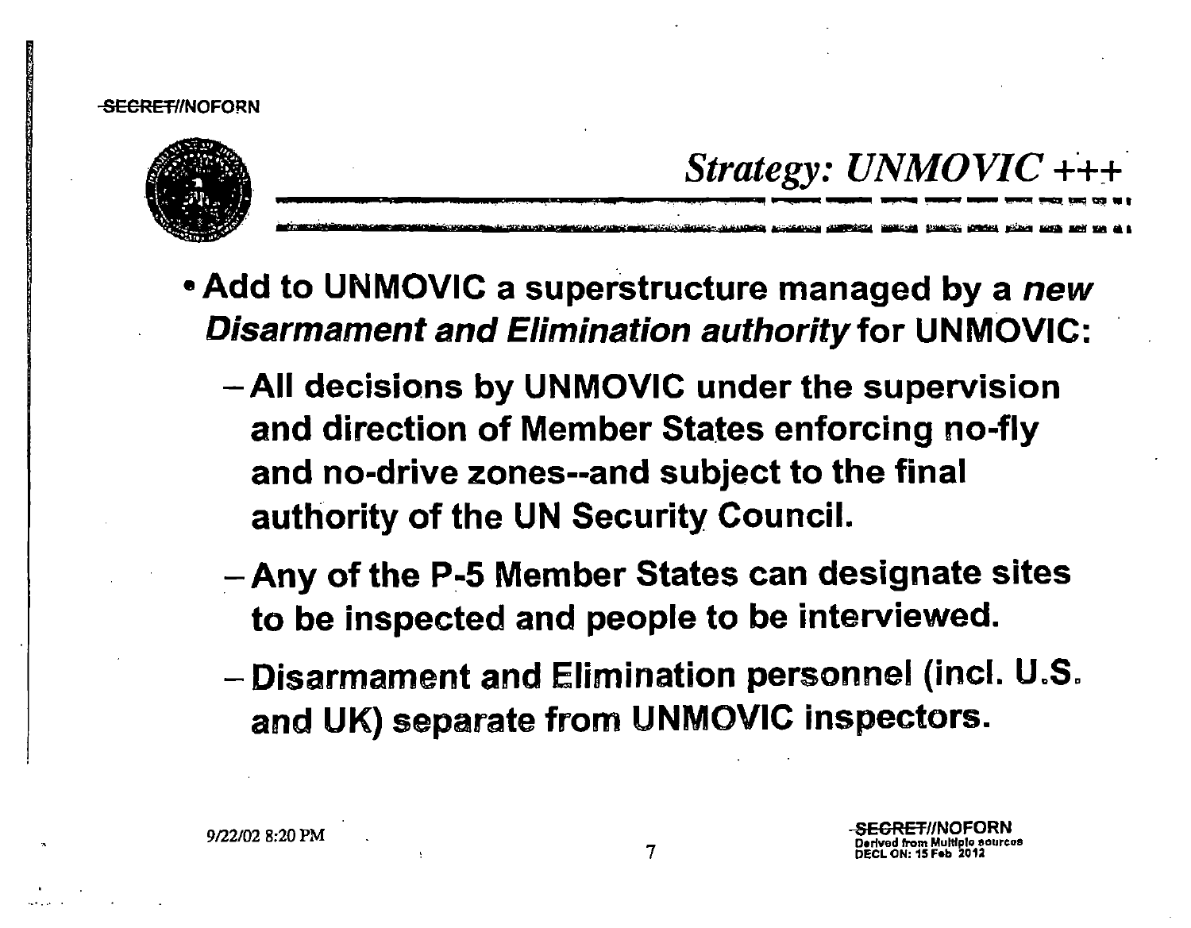## *Strategy: UNMOVIC +++*

- **Add to UNMOVIC a superstructure managed by a *new Disarmament and Elimination authority* for UNMOVIC:**
  - **All decisions by UNMOVIC under the supervision and direction of Member States enforcing no-fly and no-drive zones--and subject to the final authority of the UN Security Council.**
  - **Any of the P-5 Member States can designate sites to be inspected and people to be interviewed.**
  - **Disarmament and Elimination personnel (incl. U.S. and UK) separate from UNMOVIC inspectors.**

9/22/02 8:20 PM

~~SECRET~~//NOFORN
Derived from Multiple sources
DECL ON: 15 Feb 2012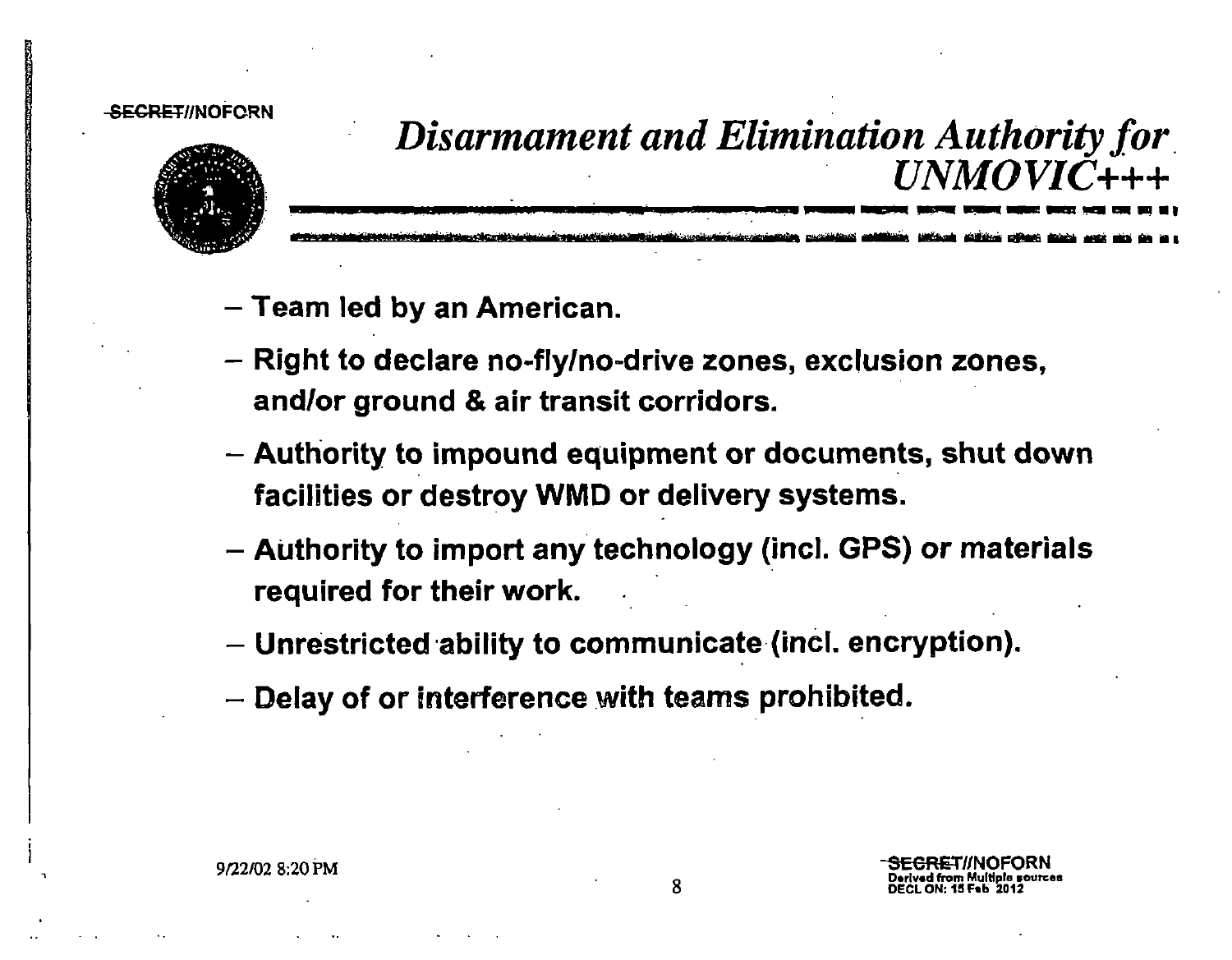# Disarmament and Elimination Authority for UNMOVIC+++

- Team led by an American.
- Right to declare no-fly/no-drive zones, exclusion zones, and/or ground & air transit corridors.
- Authority to impound equipment or documents, shut down facilities or destroy WMD or delivery systems.
- Authority to import any technology (incl. GPS) or materials required for their work.
- Unrestricted ability to communicate (incl. encryption).
- Delay of or interference with teams prohibited.

9/22/02 8:20 PM

SECRET//NOFORN
Derived from Multiple sources
DECL ON: 15 Feb 2012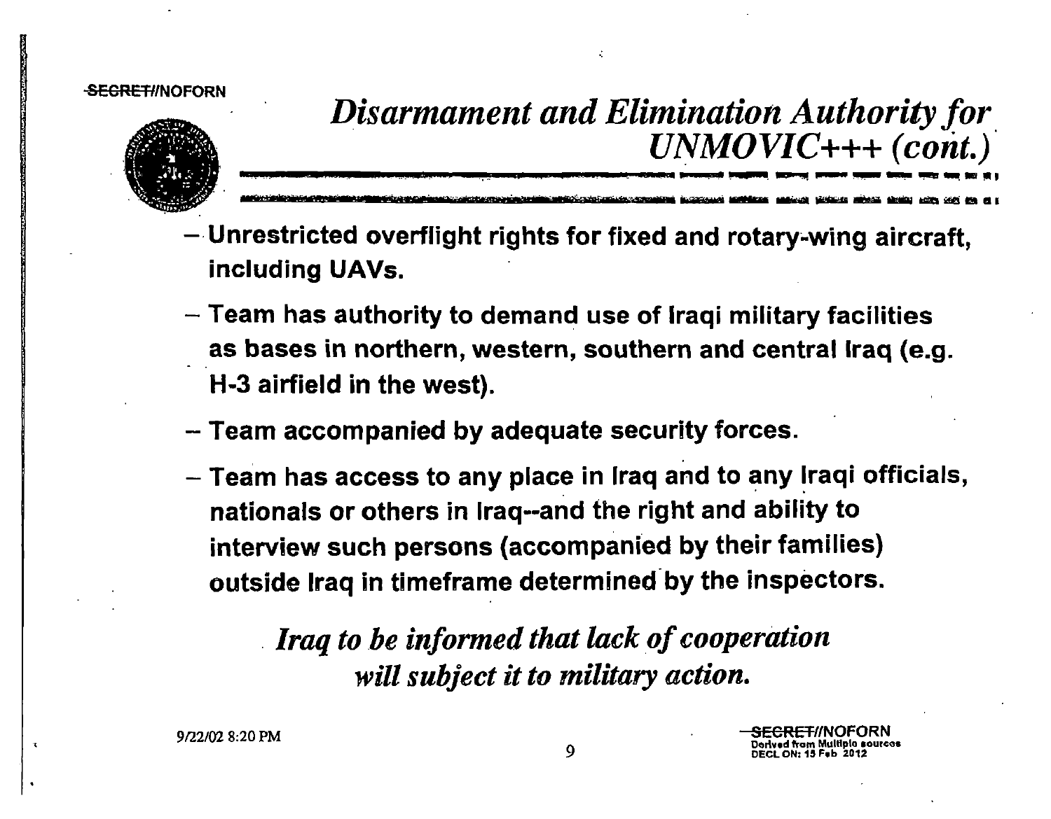SECRET//NOFORN

# *Disarmament and Elimination Authority for UNMOVIC+++ (cont.)*

- Unrestricted overflight rights for fixed and rotary-wing aircraft, including UAVs.
- Team has authority to demand use of Iraqi military facilities as bases in northern, western, southern and central Iraq (e.g. H-3 airfield in the west).
- Team accompanied by adequate security forces.
- Team has access to any place in Iraq and to any Iraqi officials, nationals or others in Iraq--and the right and ability to interview such persons (accompanied by their families) outside Iraq in timeframe determined by the inspectors.

***Iraq to be informed that lack of cooperation will subject it to military action.***

9/22/02 8:20 PM

SECRET//NOFORN
Derived from Multiple sources
DECL ON: 15 Feb 2012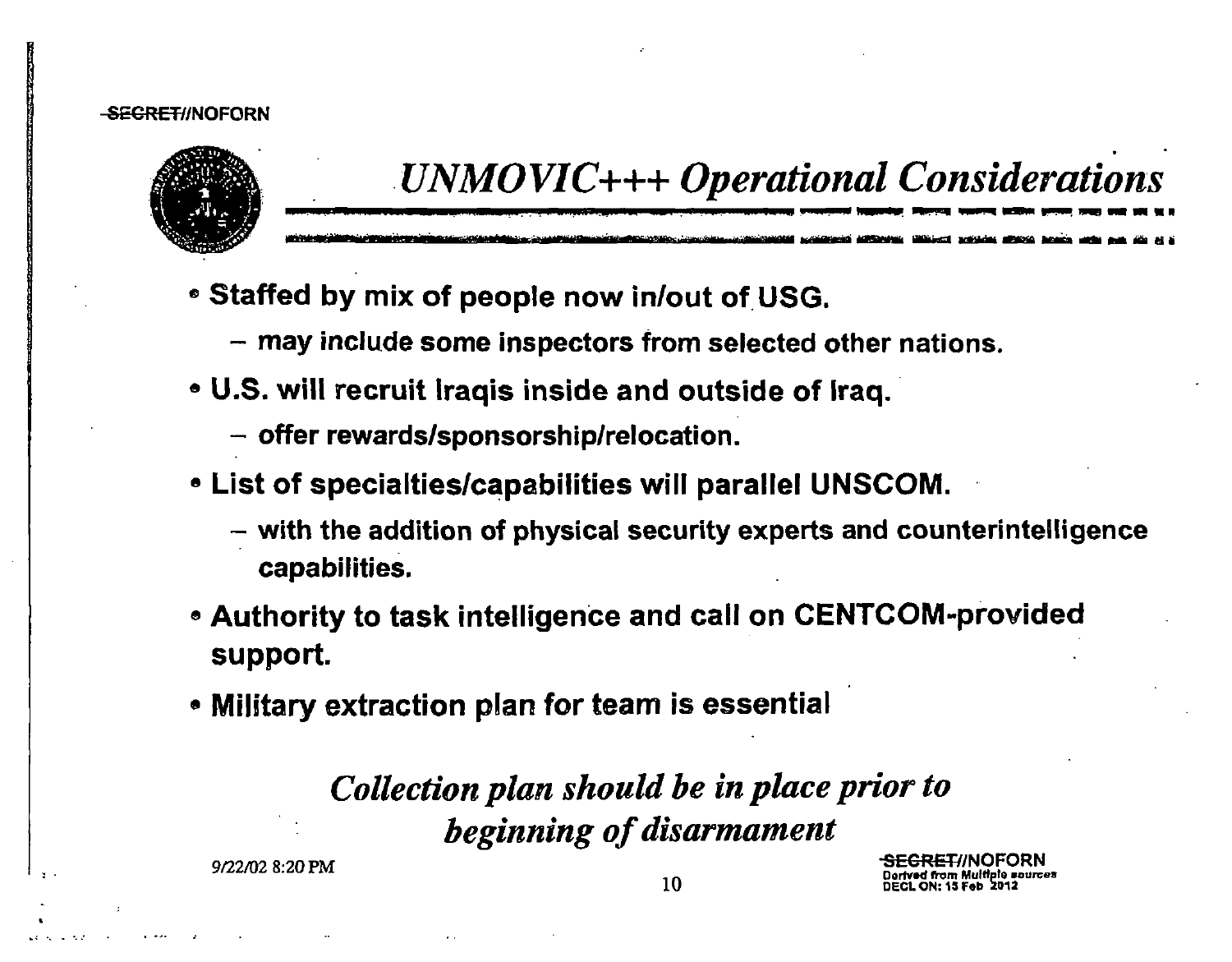SECRET//NOFORN

# *UNMOVIC+++ Operational Considerations*

- **Staffed by mix of people now in/out of USG.**
  - **may include some inspectors from selected other nations.**
- **U.S. will recruit Iraqis inside and outside of Iraq.**
  - **offer rewards/sponsorship/relocation.**
- **List of specialties/capabilities will parallel UNSCOM.**
  - **with the addition of physical security experts and counterintelligence capabilities.**
- **Authority to task intelligence and call on CENTCOM-provided support.**
- **Military extraction plan for team is essential**

***Collection plan should be in place prior to beginning of disarmament***

9/22/02 8:20 PM

SECRET//NOFORN
Derived from Multiple sources
DECL ON: 13 Feb 2012